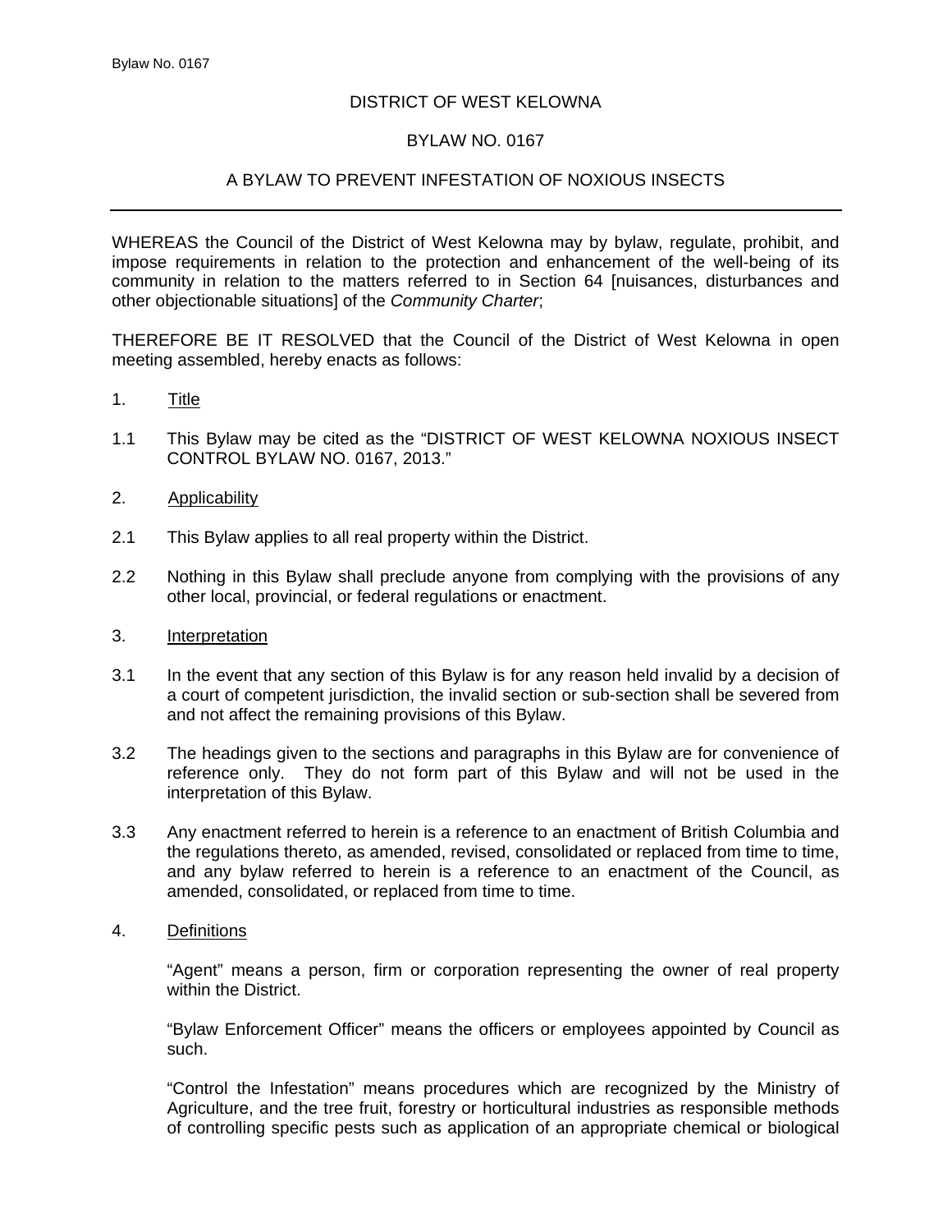DISTRICT OF WEST KELOWNA

BYLAW NO. 0167

A BYLAW TO PREVENT INFESTATION OF NOXIOUS INSECTS

---

WHEREAS the Council of the District of West Kelowna may by bylaw, regulate, prohibit, and impose requirements in relation to the protection and enhancement of the well-being of its community in relation to the matters referred to in Section 64 [nuisances, disturbances and other objectionable situations] of the *Community Charter*;

THEREFORE BE IT RESOLVED that the Council of the District of West Kelowna in open meeting assembled, hereby enacts as follows:

1. Title

1.1 This Bylaw may be cited as the "DISTRICT OF WEST KELOWNA NOXIOUS INSECT CONTROL BYLAW NO. 0167, 2013."

2. Applicability

2.1 This Bylaw applies to all real property within the District.

2.2 Nothing in this Bylaw shall preclude anyone from complying with the provisions of any other local, provincial, or federal regulations or enactment.

3. Interpretation

3.1 In the event that any section of this Bylaw is for any reason held invalid by a decision of a court of competent jurisdiction, the invalid section or sub-section shall be severed from and not affect the remaining provisions of this Bylaw.

3.2 The headings given to the sections and paragraphs in this Bylaw are for convenience of reference only. They do not form part of this Bylaw and will not be used in the interpretation of this Bylaw.

3.3 Any enactment referred to herein is a reference to an enactment of British Columbia and the regulations thereto, as amended, revised, consolidated or replaced from time to time, and any bylaw referred to herein is a reference to an enactment of the Council, as amended, consolidated, or replaced from time to time.

4. Definitions

"Agent" means a person, firm or corporation representing the owner of real property within the District.

"Bylaw Enforcement Officer" means the officers or employees appointed by Council as such.

"Control the Infestation" means procedures which are recognized by the Ministry of Agriculture, and the tree fruit, forestry or horticultural industries as responsible methods of controlling specific pests such as application of an appropriate chemical or biological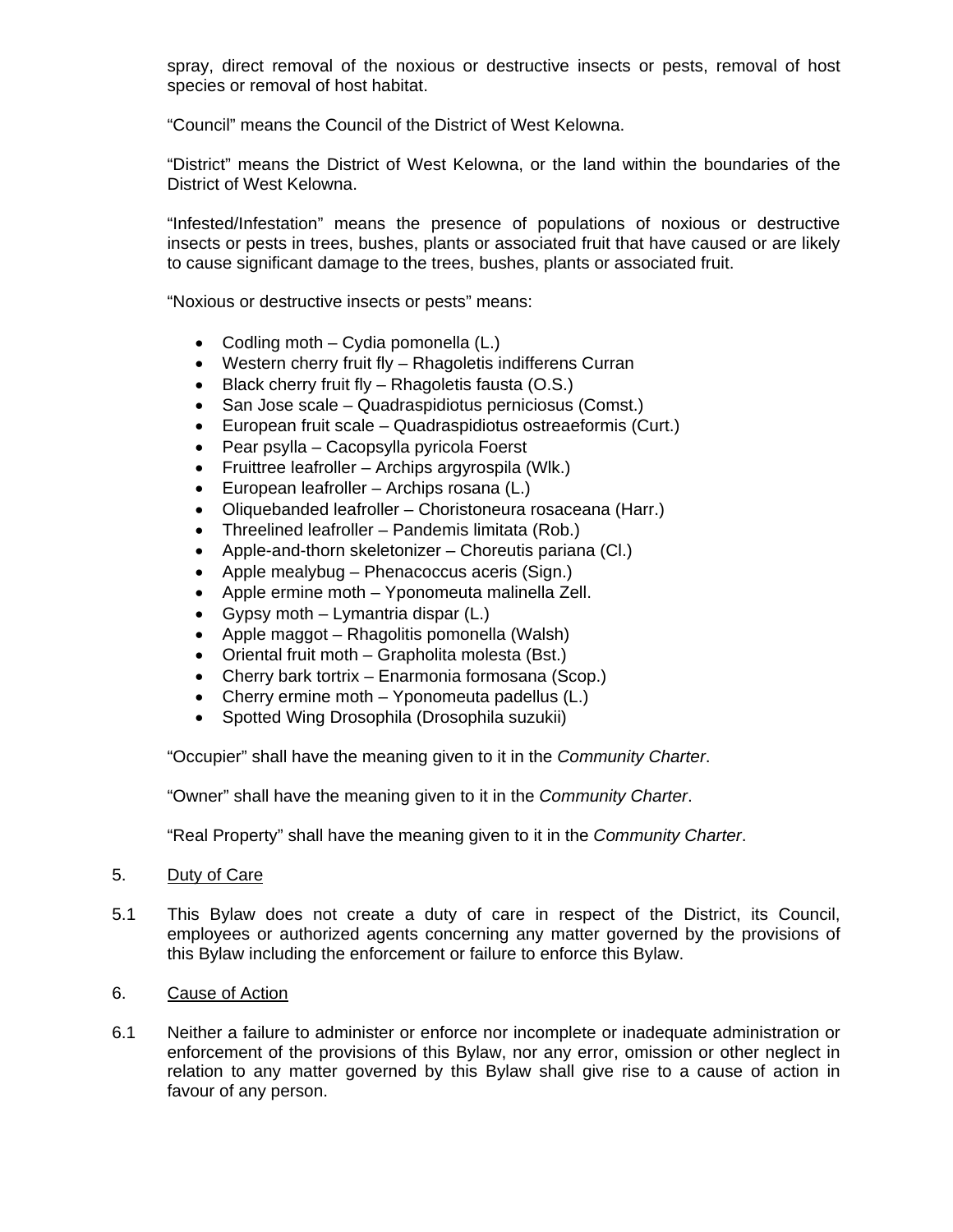spray, direct removal of the noxious or destructive insects or pests, removal of host species or removal of host habitat.

“Council” means the Council of the District of West Kelowna.

“District” means the District of West Kelowna, or the land within the boundaries of the District of West Kelowna.

“Infested/Infestation” means the presence of populations of noxious or destructive insects or pests in trees, bushes, plants or associated fruit that have caused or are likely to cause significant damage to the trees, bushes, plants or associated fruit.

“Noxious or destructive insects or pests” means:

- Codling moth – Cydia pomonella (L.)
- Western cherry fruit fly – Rhagoletis indifferens Curran
- Black cherry fruit fly – Rhagoletis fausta (O.S.)
- San Jose scale – Quadraspidiotus perniciosus (Comst.)
- European fruit scale – Quadraspidiotus ostreaeformis (Curt.)
- Pear psylla – Cacopsylla pyricola Foerst
- Fruittree leafroller – Archips argyrospila (Wlk.)
- European leafroller – Archips rosana (L.)
- Oliquebanded leafroller – Choristoneura rosaceana (Harr.)
- Threelined leafroller – Pandemis limitata (Rob.)
- Apple-and-thorn skeletonizer – Choreutis pariana (Cl.)
- Apple mealybug – Phenacoccus aceris (Sign.)
- Apple ermine moth – Yponomeuta malinella Zell.
- Gypsy moth – Lymantria dispar (L.)
- Apple maggot – Rhagolitis pomonella (Walsh)
- Oriental fruit moth – Grapholita molesta (Bst.)
- Cherry bark tortrix – Enarmonia formosana (Scop.)
- Cherry ermine moth – Yponomeuta padellus (L.)
- Spotted Wing Drosophila (Drosophila suzukii)

“Occupier” shall have the meaning given to it in the *Community Charter*.

“Owner” shall have the meaning given to it in the *Community Charter*.

“Real Property” shall have the meaning given to it in the *Community Charter*.

5. Duty of Care

5.1 This Bylaw does not create a duty of care in respect of the District, its Council, employees or authorized agents concerning any matter governed by the provisions of this Bylaw including the enforcement or failure to enforce this Bylaw.

6. Cause of Action

6.1 Neither a failure to administer or enforce nor incomplete or inadequate administration or enforcement of the provisions of this Bylaw, nor any error, omission or other neglect in relation to any matter governed by this Bylaw shall give rise to a cause of action in favour of any person.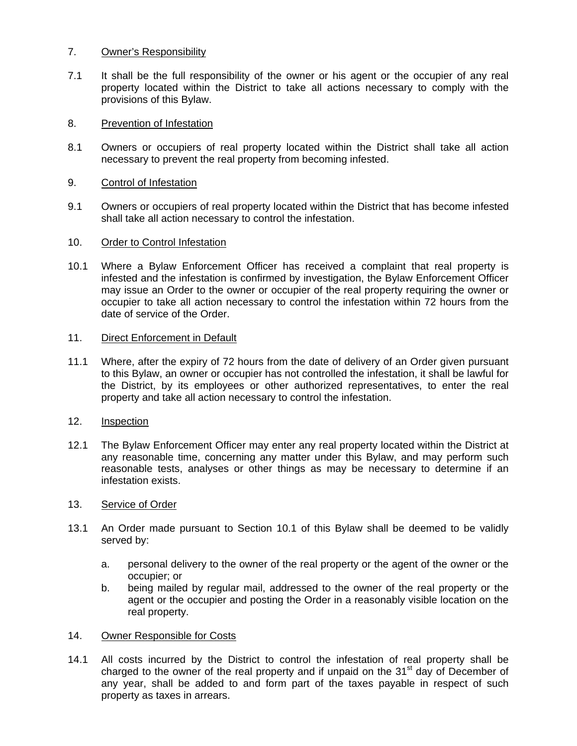7. Owner's Responsibility

7.1 It shall be the full responsibility of the owner or his agent or the occupier of any real property located within the District to take all actions necessary to comply with the provisions of this Bylaw.

8. Prevention of Infestation

8.1 Owners or occupiers of real property located within the District shall take all action necessary to prevent the real property from becoming infested.

9. Control of Infestation

9.1 Owners or occupiers of real property located within the District that has become infested shall take all action necessary to control the infestation.

10. Order to Control Infestation

10.1 Where a Bylaw Enforcement Officer has received a complaint that real property is infested and the infestation is confirmed by investigation, the Bylaw Enforcement Officer may issue an Order to the owner or occupier of the real property requiring the owner or occupier to take all action necessary to control the infestation within 72 hours from the date of service of the Order.

11. Direct Enforcement in Default

11.1 Where, after the expiry of 72 hours from the date of delivery of an Order given pursuant to this Bylaw, an owner or occupier has not controlled the infestation, it shall be lawful for the District, by its employees or other authorized representatives, to enter the real property and take all action necessary to control the infestation.

12. Inspection

12.1 The Bylaw Enforcement Officer may enter any real property located within the District at any reasonable time, concerning any matter under this Bylaw, and may perform such reasonable tests, analyses or other things as may be necessary to determine if an infestation exists.

13. Service of Order

13.1 An Order made pursuant to Section 10.1 of this Bylaw shall be deemed to be validly served by:

a. personal delivery to the owner of the real property or the agent of the owner or the occupier; or
b. being mailed by regular mail, addressed to the owner of the real property or the agent or the occupier and posting the Order in a reasonably visible location on the real property.

14. Owner Responsible for Costs

14.1 All costs incurred by the District to control the infestation of real property shall be charged to the owner of the real property and if unpaid on the 31st day of December of any year, shall be added to and form part of the taxes payable in respect of such property as taxes in arrears.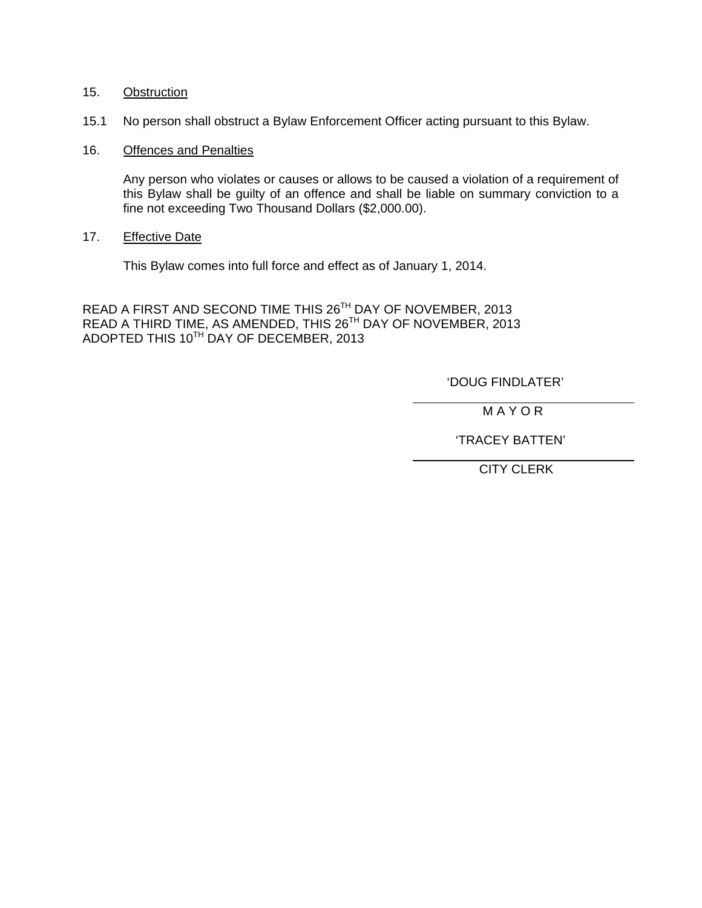15. Obstruction

15.1 No person shall obstruct a Bylaw Enforcement Officer acting pursuant to this Bylaw.

16. Offences and Penalties

Any person who violates or causes or allows to be caused a violation of a requirement of this Bylaw shall be guilty of an offence and shall be liable on summary conviction to a fine not exceeding Two Thousand Dollars ($2,000.00).

17. Effective Date

This Bylaw comes into full force and effect as of January 1, 2014.

READ A FIRST AND SECOND TIME THIS 26TH DAY OF NOVEMBER, 2013
READ A THIRD TIME, AS AMENDED, THIS 26TH DAY OF NOVEMBER, 2013
ADOPTED THIS 10TH DAY OF DECEMBER, 2013

'DOUG FINDLATER'

M A Y O R

'TRACEY BATTEN'

CITY CLERK